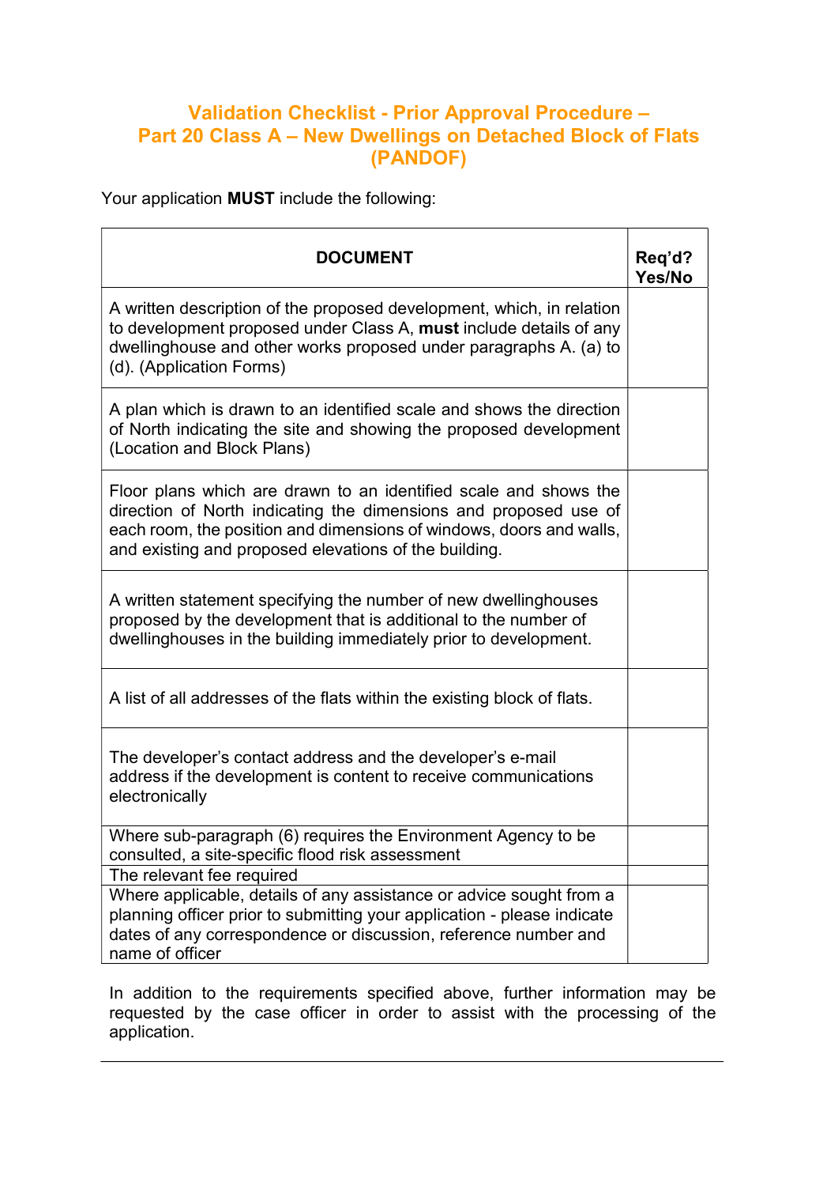# Validation Checklist - Prior Approval Procedure – Part 20 Class A – New Dwellings on Detached Block of Flats (PANDOF)

Your application **MUST** include the following:

| **DOCUMENT** | **Req'd? Yes/No** |
| --- | --- |
| A written description of the proposed development, which, in relation to development proposed under Class A, **must** include details of any dwellinghouse and other works proposed under paragraphs A. (a) to (d). (Application Forms) | |
| A plan which is drawn to an identified scale and shows the direction of North indicating the site and showing the proposed development (Location and Block Plans) | |
| Floor plans which are drawn to an identified scale and shows the direction of North indicating the dimensions and proposed use of each room, the position and dimensions of windows, doors and walls, and existing and proposed elevations of the building. | |
| A written statement specifying the number of new dwellinghouses proposed by the development that is additional to the number of dwellinghouses in the building immediately prior to development. | |
| A list of all addresses of the flats within the existing block of flats. | |
| The developer's contact address and the developer's e-mail address if the development is content to receive communications electronically | |
| Where sub-paragraph (6) requires the Environment Agency to be consulted, a site-specific flood risk assessment | |
| The relevant fee required | |
| Where applicable, details of any assistance or advice sought from a planning officer prior to submitting your application - please indicate dates of any correspondence or discussion, reference number and name of officer | |

In addition to the requirements specified above, further information may be requested by the case officer in order to assist with the processing of the application.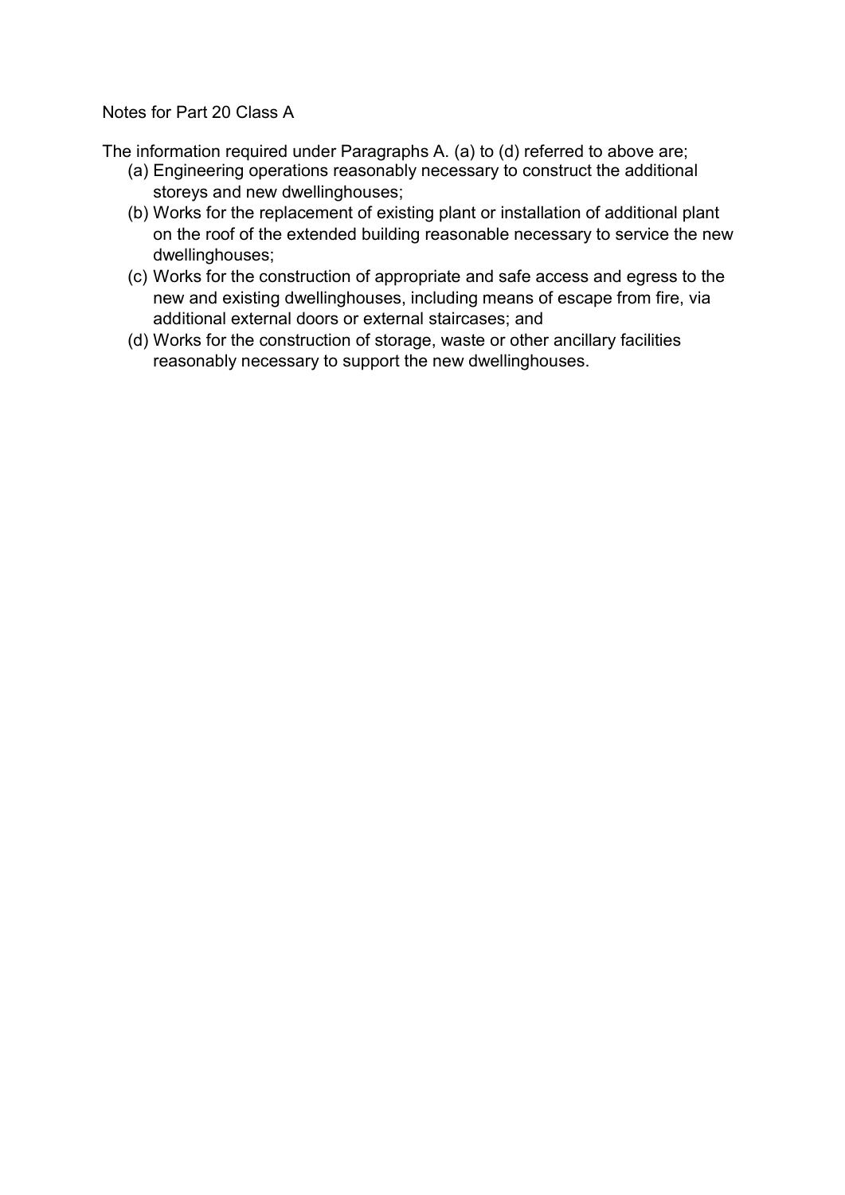Notes for Part 20 Class A

The information required under Paragraphs A. (a) to (d) referred to above are;

(a) Engineering operations reasonably necessary to construct the additional storeys and new dwellinghouses;
(b) Works for the replacement of existing plant or installation of additional plant on the roof of the extended building reasonable necessary to service the new dwellinghouses;
(c) Works for the construction of appropriate and safe access and egress to the new and existing dwellinghouses, including means of escape from fire, via additional external doors or external staircases; and
(d) Works for the construction of storage, waste or other ancillary facilities reasonably necessary to support the new dwellinghouses.